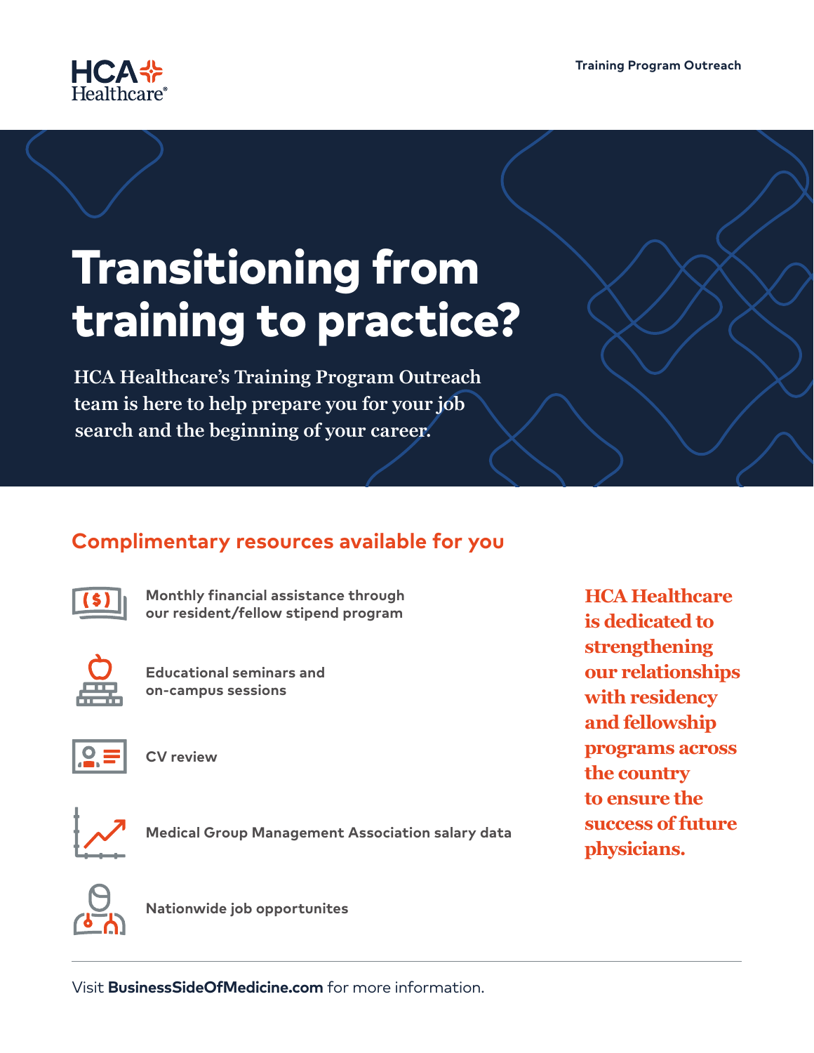**HCA Healthcare®**

Training Program Outreach

# Transitioning from training to practice?

HCA Healthcare's Training Program Outreach team is here to help prepare you for your job search and the beginning of your career.

## Complimentary resources available for you

- Monthly financial assistance through our resident/fellow stipend program
- Educational seminars and on-campus sessions
- CV review
- Medical Group Management Association salary data
- Nationwide job opportunites

**HCA Healthcare is dedicated to strengthening our relationships with residency and fellowship programs across the country to ensure the success of future physicians.**

Visit **BusinessSideOfMedicine.com** for more information.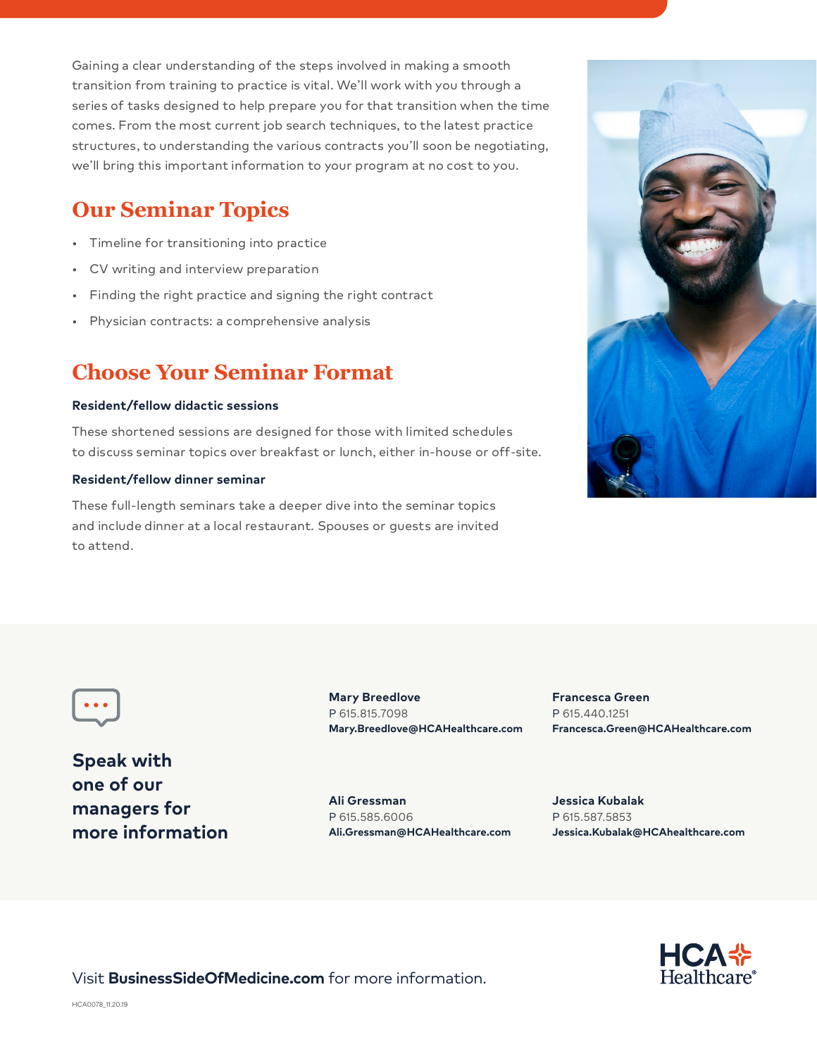Gaining a clear understanding of the steps involved in making a smooth transition from training to practice is vital. We'll work with you through a series of tasks designed to help prepare you for that transition when the time comes. From the most current job search techniques, to the latest practice structures, to understanding the various contracts you'll soon be negotiating, we'll bring this important information to your program at no cost to you.

## Our Seminar Topics

- Timeline for transitioning into practice
- CV writing and interview preparation
- Finding the right practice and signing the right contract
- Physician contracts: a comprehensive analysis

## Choose Your Seminar Format

**Resident/fellow didactic sessions**

These shortened sessions are designed for those with limited schedules to discuss seminar topics over breakfast or lunch, either in-house or off-site.

**Resident/fellow dinner seminar**

These full-length seminars take a deeper dive into the seminar topics and include dinner at a local restaurant. Spouses or guests are invited to attend.

### Speak with one of our managers for more information

**Mary Breedlove**
P 615.815.7098
**Mary.Breedlove@HCAHealthcare.com**

**Francesca Green**
P 615.440.1251
**Francesca.Green@HCAHealthcare.com**

**Ali Gressman**
P 615.585.6006
**Ali.Gressman@HCAHealthcare.com**

**Jessica Kubalak**
P 615.587.5853
**Jessica.Kubalak@HCAhealthcare.com**

Visit **BusinessSideOfMedicine.com** for more information.

HCA Healthcare®

HCA0078_11.20.19